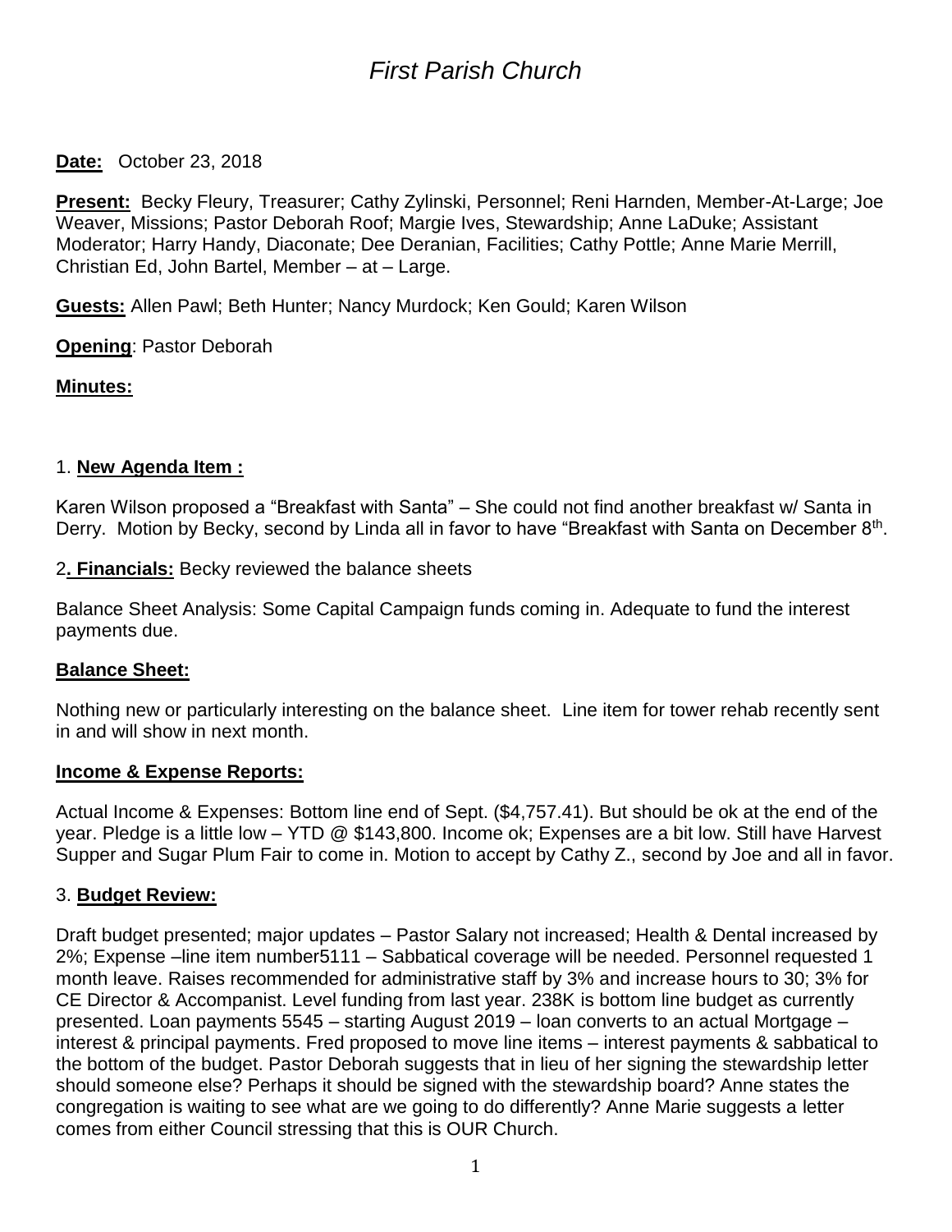# *First Parish Church*

**Date:** October 23, 2018

**Present:** Becky Fleury, Treasurer; Cathy Zylinski, Personnel; Reni Harnden, Member-At-Large; Joe Weaver, Missions; Pastor Deborah Roof; Margie Ives, Stewardship; Anne LaDuke; Assistant Moderator; Harry Handy, Diaconate; Dee Deranian, Facilities; Cathy Pottle; Anne Marie Merrill, Christian Ed, John Bartel, Member – at – Large.

**Guests:** Allen Pawl; Beth Hunter; Nancy Murdock; Ken Gould; Karen Wilson

**Opening**: Pastor Deborah

**Minutes:**

1. **New Agenda Item :**

Karen Wilson proposed a "Breakfast with Santa" – She could not find another breakfast w/ Santa in Derry. Motion by Becky, second by Linda all in favor to have "Breakfast with Santa on December 8th.

2**. Financials:** Becky reviewed the balance sheets

Balance Sheet Analysis: Some Capital Campaign funds coming in. Adequate to fund the interest payments due.

**Balance Sheet:**

Nothing new or particularly interesting on the balance sheet. Line item for tower rehab recently sent in and will show in next month.

**Income & Expense Reports:**

Actual Income & Expenses: Bottom line end of Sept. ($4,757.41). But should be ok at the end of the year. Pledge is a little low – YTD @ $143,800. Income ok; Expenses are a bit low. Still have Harvest Supper and Sugar Plum Fair to come in. Motion to accept by Cathy Z., second by Joe and all in favor.

3. **Budget Review:**

Draft budget presented; major updates – Pastor Salary not increased; Health & Dental increased by 2%; Expense –line item number5111 – Sabbatical coverage will be needed. Personnel requested 1 month leave. Raises recommended for administrative staff by 3% and increase hours to 30; 3% for CE Director & Accompanist. Level funding from last year. 238K is bottom line budget as currently presented. Loan payments 5545 – starting August 2019 – loan converts to an actual Mortgage – interest & principal payments. Fred proposed to move line items – interest payments & sabbatical to the bottom of the budget. Pastor Deborah suggests that in lieu of her signing the stewardship letter should someone else? Perhaps it should be signed with the stewardship board? Anne states the congregation is waiting to see what are we going to do differently? Anne Marie suggests a letter comes from either Council stressing that this is OUR Church.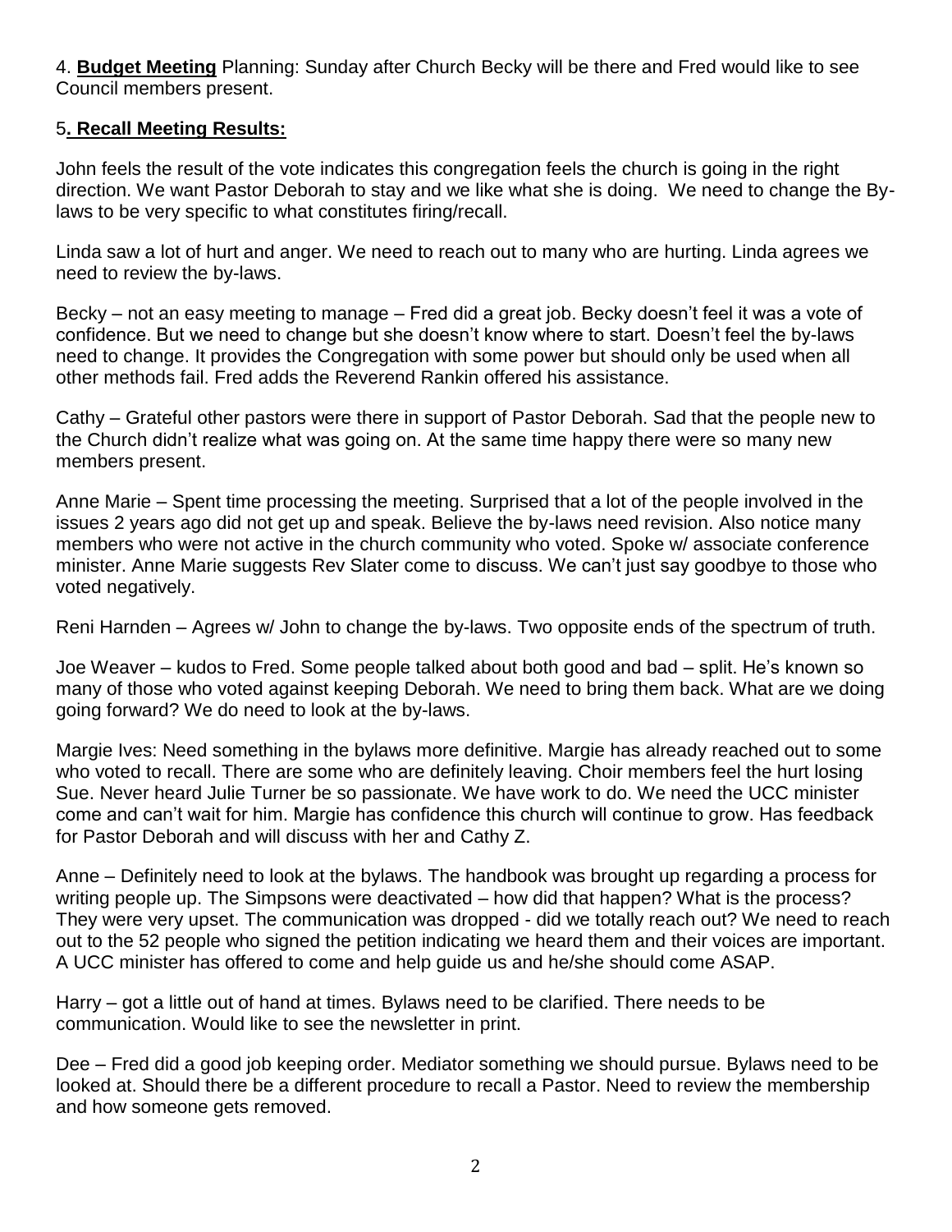4. **Budget Meeting** Planning: Sunday after Church Becky will be there and Fred would like to see Council members present.

5**. Recall Meeting Results:**

John feels the result of the vote indicates this congregation feels the church is going in the right direction. We want Pastor Deborah to stay and we like what she is doing. We need to change the By-laws to be very specific to what constitutes firing/recall.

Linda saw a lot of hurt and anger. We need to reach out to many who are hurting. Linda agrees we need to review the by-laws.

Becky – not an easy meeting to manage – Fred did a great job. Becky doesn't feel it was a vote of confidence. But we need to change but she doesn't know where to start. Doesn't feel the by-laws need to change. It provides the Congregation with some power but should only be used when all other methods fail. Fred adds the Reverend Rankin offered his assistance.

Cathy – Grateful other pastors were there in support of Pastor Deborah. Sad that the people new to the Church didn't realize what was going on. At the same time happy there were so many new members present.

Anne Marie – Spent time processing the meeting. Surprised that a lot of the people involved in the issues 2 years ago did not get up and speak. Believe the by-laws need revision. Also notice many members who were not active in the church community who voted. Spoke w/ associate conference minister. Anne Marie suggests Rev Slater come to discuss. We can't just say goodbye to those who voted negatively.

Reni Harnden – Agrees w/ John to change the by-laws. Two opposite ends of the spectrum of truth.

Joe Weaver – kudos to Fred. Some people talked about both good and bad – split. He's known so many of those who voted against keeping Deborah. We need to bring them back. What are we doing going forward? We do need to look at the by-laws.

Margie Ives: Need something in the bylaws more definitive. Margie has already reached out to some who voted to recall. There are some who are definitely leaving. Choir members feel the hurt losing Sue. Never heard Julie Turner be so passionate. We have work to do. We need the UCC minister come and can't wait for him. Margie has confidence this church will continue to grow. Has feedback for Pastor Deborah and will discuss with her and Cathy Z.

Anne – Definitely need to look at the bylaws. The handbook was brought up regarding a process for writing people up. The Simpsons were deactivated – how did that happen? What is the process? They were very upset. The communication was dropped - did we totally reach out? We need to reach out to the 52 people who signed the petition indicating we heard them and their voices are important. A UCC minister has offered to come and help guide us and he/she should come ASAP.

Harry – got a little out of hand at times. Bylaws need to be clarified. There needs to be communication. Would like to see the newsletter in print.

Dee – Fred did a good job keeping order. Mediator something we should pursue. Bylaws need to be looked at. Should there be a different procedure to recall a Pastor. Need to review the membership and how someone gets removed.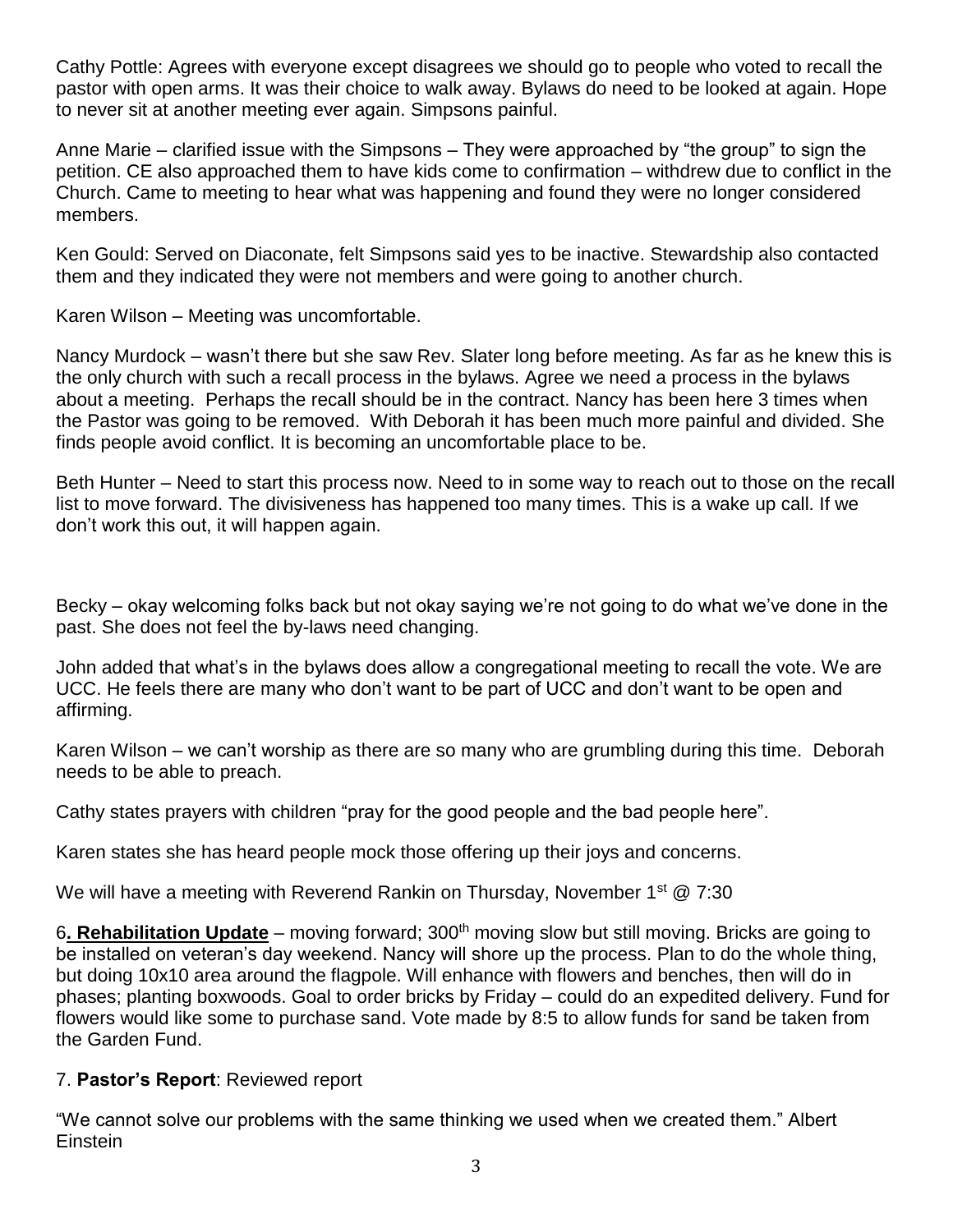Cathy Pottle: Agrees with everyone except disagrees we should go to people who voted to recall the pastor with open arms. It was their choice to walk away. Bylaws do need to be looked at again. Hope to never sit at another meeting ever again. Simpsons painful.

Anne Marie – clarified issue with the Simpsons – They were approached by "the group" to sign the petition. CE also approached them to have kids come to confirmation – withdrew due to conflict in the Church. Came to meeting to hear what was happening and found they were no longer considered members.

Ken Gould: Served on Diaconate, felt Simpsons said yes to be inactive. Stewardship also contacted them and they indicated they were not members and were going to another church.

Karen Wilson – Meeting was uncomfortable.

Nancy Murdock – wasn't there but she saw Rev. Slater long before meeting. As far as he knew this is the only church with such a recall process in the bylaws. Agree we need a process in the bylaws about a meeting. Perhaps the recall should be in the contract. Nancy has been here 3 times when the Pastor was going to be removed. With Deborah it has been much more painful and divided. She finds people avoid conflict. It is becoming an uncomfortable place to be.

Beth Hunter – Need to start this process now. Need to in some way to reach out to those on the recall list to move forward. The divisiveness has happened too many times. This is a wake up call. If we don't work this out, it will happen again.

Becky – okay welcoming folks back but not okay saying we're not going to do what we've done in the past. She does not feel the by-laws need changing.

John added that what's in the bylaws does allow a congregational meeting to recall the vote. We are UCC. He feels there are many who don't want to be part of UCC and don't want to be open and affirming.

Karen Wilson – we can't worship as there are so many who are grumbling during this time. Deborah needs to be able to preach.

Cathy states prayers with children "pray for the good people and the bad people here".

Karen states she has heard people mock those offering up their joys and concerns.

We will have a meeting with Reverend Rankin on Thursday, November 1st @ 7:30

6**. Rehabilitation Update** – moving forward; 300th moving slow but still moving. Bricks are going to be installed on veteran's day weekend. Nancy will shore up the process. Plan to do the whole thing, but doing 10x10 area around the flagpole. Will enhance with flowers and benches, then will do in phases; planting boxwoods. Goal to order bricks by Friday – could do an expedited delivery. Fund for flowers would like some to purchase sand. Vote made by 8:5 to allow funds for sand be taken from the Garden Fund.

7. **Pastor's Report**: Reviewed report

"We cannot solve our problems with the same thinking we used when we created them." Albert Einstein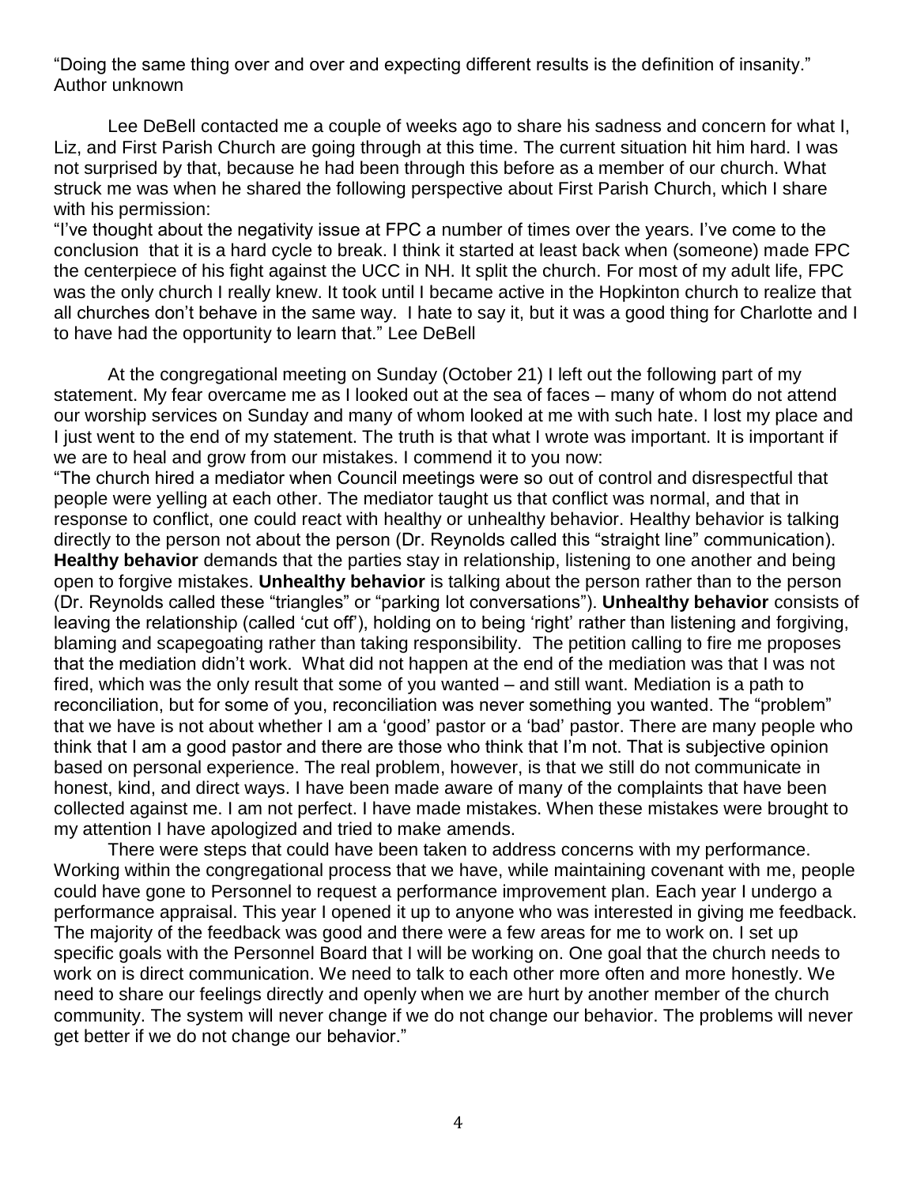"Doing the same thing over and over and expecting different results is the definition of insanity." Author unknown

Lee DeBell contacted me a couple of weeks ago to share his sadness and concern for what I, Liz, and First Parish Church are going through at this time. The current situation hit him hard. I was not surprised by that, because he had been through this before as a member of our church. What struck me was when he shared the following perspective about First Parish Church, which I share with his permission:

"I've thought about the negativity issue at FPC a number of times over the years. I've come to the conclusion that it is a hard cycle to break. I think it started at least back when (someone) made FPC the centerpiece of his fight against the UCC in NH. It split the church. For most of my adult life, FPC was the only church I really knew. It took until I became active in the Hopkinton church to realize that all churches don't behave in the same way. I hate to say it, but it was a good thing for Charlotte and I to have had the opportunity to learn that." Lee DeBell

At the congregational meeting on Sunday (October 21) I left out the following part of my statement. My fear overcame me as I looked out at the sea of faces – many of whom do not attend our worship services on Sunday and many of whom looked at me with such hate. I lost my place and I just went to the end of my statement. The truth is that what I wrote was important. It is important if we are to heal and grow from our mistakes. I commend it to you now:

"The church hired a mediator when Council meetings were so out of control and disrespectful that people were yelling at each other. The mediator taught us that conflict was normal, and that in response to conflict, one could react with healthy or unhealthy behavior. Healthy behavior is talking directly to the person not about the person (Dr. Reynolds called this "straight line" communication). **Healthy behavior** demands that the parties stay in relationship, listening to one another and being open to forgive mistakes. **Unhealthy behavior** is talking about the person rather than to the person (Dr. Reynolds called these "triangles" or "parking lot conversations"). **Unhealthy behavior** consists of leaving the relationship (called 'cut off'), holding on to being 'right' rather than listening and forgiving, blaming and scapegoating rather than taking responsibility. The petition calling to fire me proposes that the mediation didn't work. What did not happen at the end of the mediation was that I was not fired, which was the only result that some of you wanted – and still want. Mediation is a path to reconciliation, but for some of you, reconciliation was never something you wanted. The "problem" that we have is not about whether I am a 'good' pastor or a 'bad' pastor. There are many people who think that I am a good pastor and there are those who think that I'm not. That is subjective opinion based on personal experience. The real problem, however, is that we still do not communicate in honest, kind, and direct ways. I have been made aware of many of the complaints that have been collected against me. I am not perfect. I have made mistakes. When these mistakes were brought to my attention I have apologized and tried to make amends.

There were steps that could have been taken to address concerns with my performance. Working within the congregational process that we have, while maintaining covenant with me, people could have gone to Personnel to request a performance improvement plan. Each year I undergo a performance appraisal. This year I opened it up to anyone who was interested in giving me feedback. The majority of the feedback was good and there were a few areas for me to work on. I set up specific goals with the Personnel Board that I will be working on. One goal that the church needs to work on is direct communication. We need to talk to each other more often and more honestly. We need to share our feelings directly and openly when we are hurt by another member of the church community. The system will never change if we do not change our behavior. The problems will never get better if we do not change our behavior."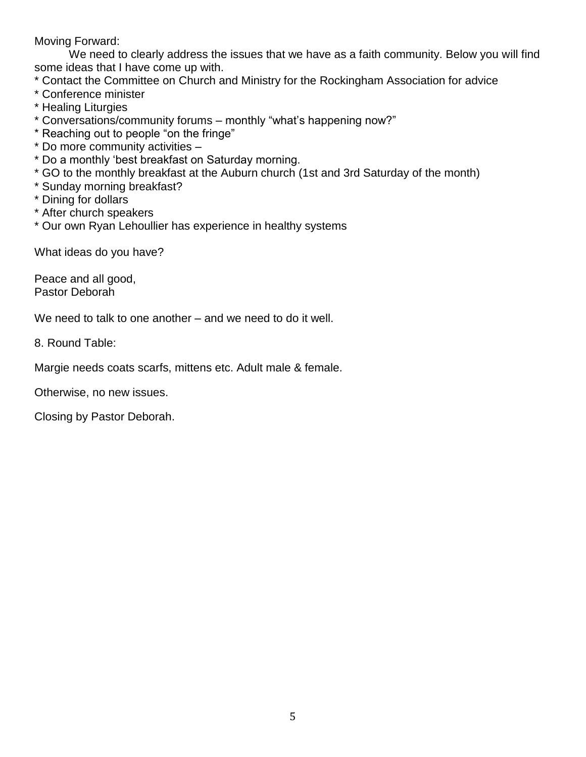Moving Forward:

We need to clearly address the issues that we have as a faith community. Below you will find some ideas that I have come up with.

* Contact the Committee on Church and Ministry for the Rockingham Association for advice
* Conference minister
* Healing Liturgies
* Conversations/community forums – monthly "what's happening now?"
* Reaching out to people "on the fringe"
* Do more community activities –
* Do a monthly 'best breakfast on Saturday morning.
* GO to the monthly breakfast at the Auburn church (1st and 3rd Saturday of the month)
* Sunday morning breakfast?
* Dining for dollars
* After church speakers
* Our own Ryan Lehoullier has experience in healthy systems

What ideas do you have?

Peace and all good,
Pastor Deborah

We need to talk to one another – and we need to do it well.

8. Round Table:

Margie needs coats scarfs, mittens etc. Adult male & female.

Otherwise, no new issues.

Closing by Pastor Deborah.